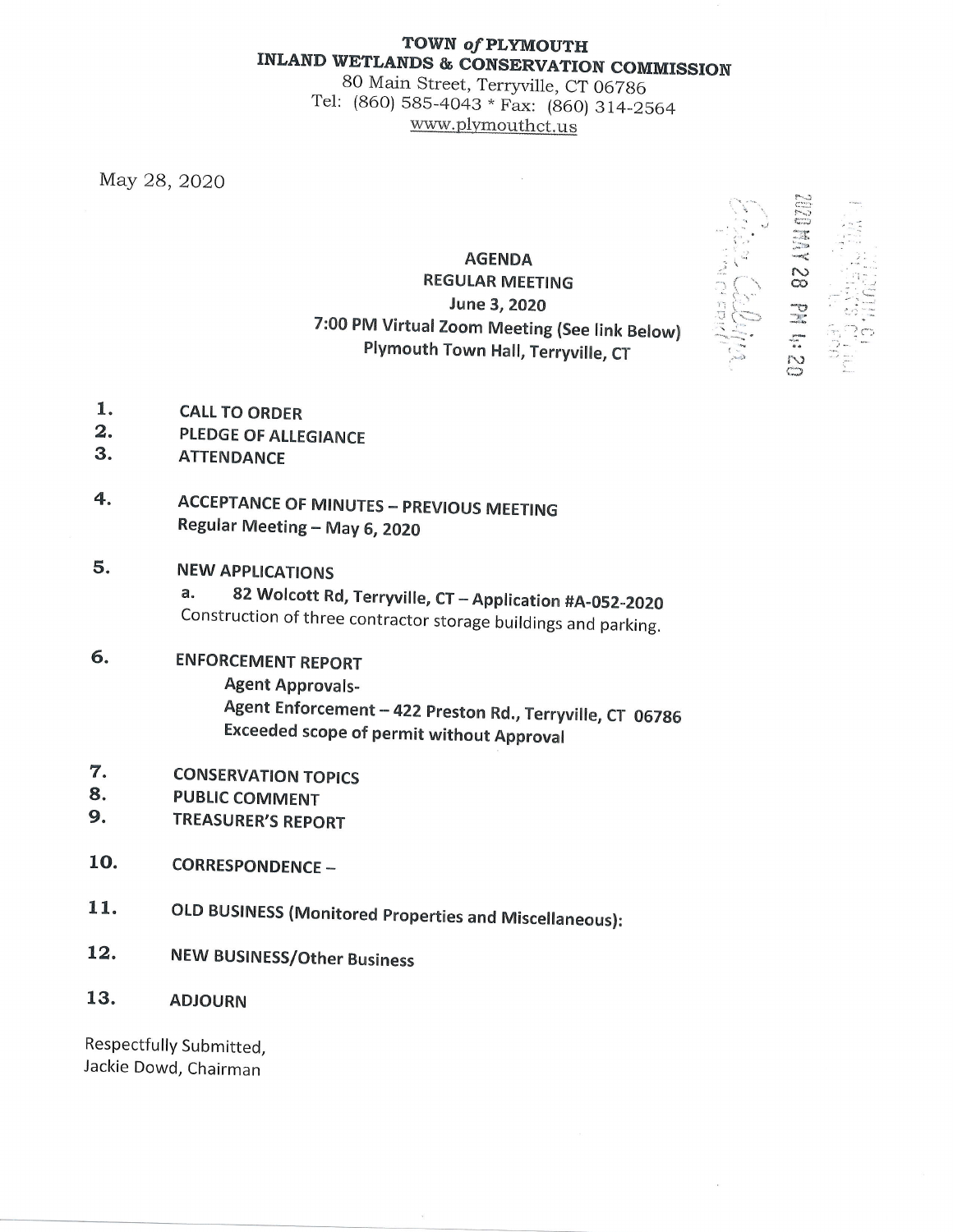# TOWN *of* PLYMOUTH
# INLAND WETLANDS & CONSERVATION COMMISSION

80 Main Street, Terryville, CT 06786
Tel: (860) 585-4043 * Fax: (860) 314-2564
www.plymouthct.us

May 28, 2020

2020 MAY 28 PM 4:20

**AGENDA**
**REGULAR MEETING**
**June 3, 2020**
**7:00 PM Virtual Zoom Meeting (See link Below)**
**Plymouth Town Hall, Terryville, CT**

1. **CALL TO ORDER**
2. **PLEDGE OF ALLEGIANCE**
3. **ATTENDANCE**
4. **ACCEPTANCE OF MINUTES – PREVIOUS MEETING**
   **Regular Meeting – May 6, 2020**
5. **NEW APPLICATIONS**
   a. **82 Wolcott Rd, Terryville, CT – Application #A-052-2020**
   Construction of three contractor storage buildings and parking.
6. **ENFORCEMENT REPORT**
   **Agent Approvals-**
   **Agent Enforcement – 422 Preston Rd., Terryville, CT 06786**
   **Exceeded scope of permit without Approval**
7. **CONSERVATION TOPICS**
8. **PUBLIC COMMENT**
9. **TREASURER'S REPORT**
10. **CORRESPONDENCE –**
11. **OLD BUSINESS (Monitored Properties and Miscellaneous):**
12. **NEW BUSINESS/Other Business**
13. **ADJOURN**

Respectfully Submitted,
Jackie Dowd, Chairman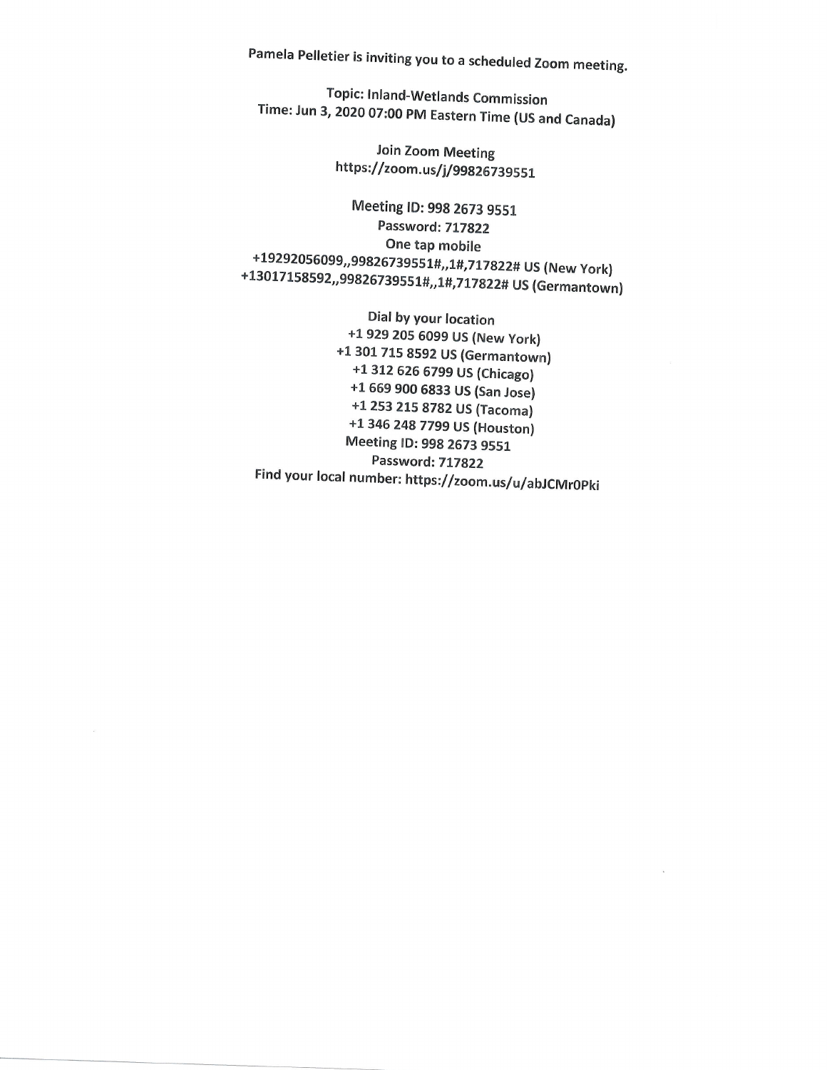Pamela Pelletier is inviting you to a scheduled Zoom meeting.

Topic: Inland-Wetlands Commission
Time: Jun 3, 2020 07:00 PM Eastern Time (US and Canada)

Join Zoom Meeting
https://zoom.us/j/99826739551

Meeting ID: 998 2673 9551
Password: 717822
One tap mobile
+19292056099,,99826739551#,,1#,717822# US (New York)
+13017158592,,99826739551#,,1#,717822# US (Germantown)

Dial by your location
+1 929 205 6099 US (New York)
+1 301 715 8592 US (Germantown)
+1 312 626 6799 US (Chicago)
+1 669 900 6833 US (San Jose)
+1 253 215 8782 US (Tacoma)
+1 346 248 7799 US (Houston)
Meeting ID: 998 2673 9551
Password: 717822
Find your local number: https://zoom.us/u/abJCMr0Pki